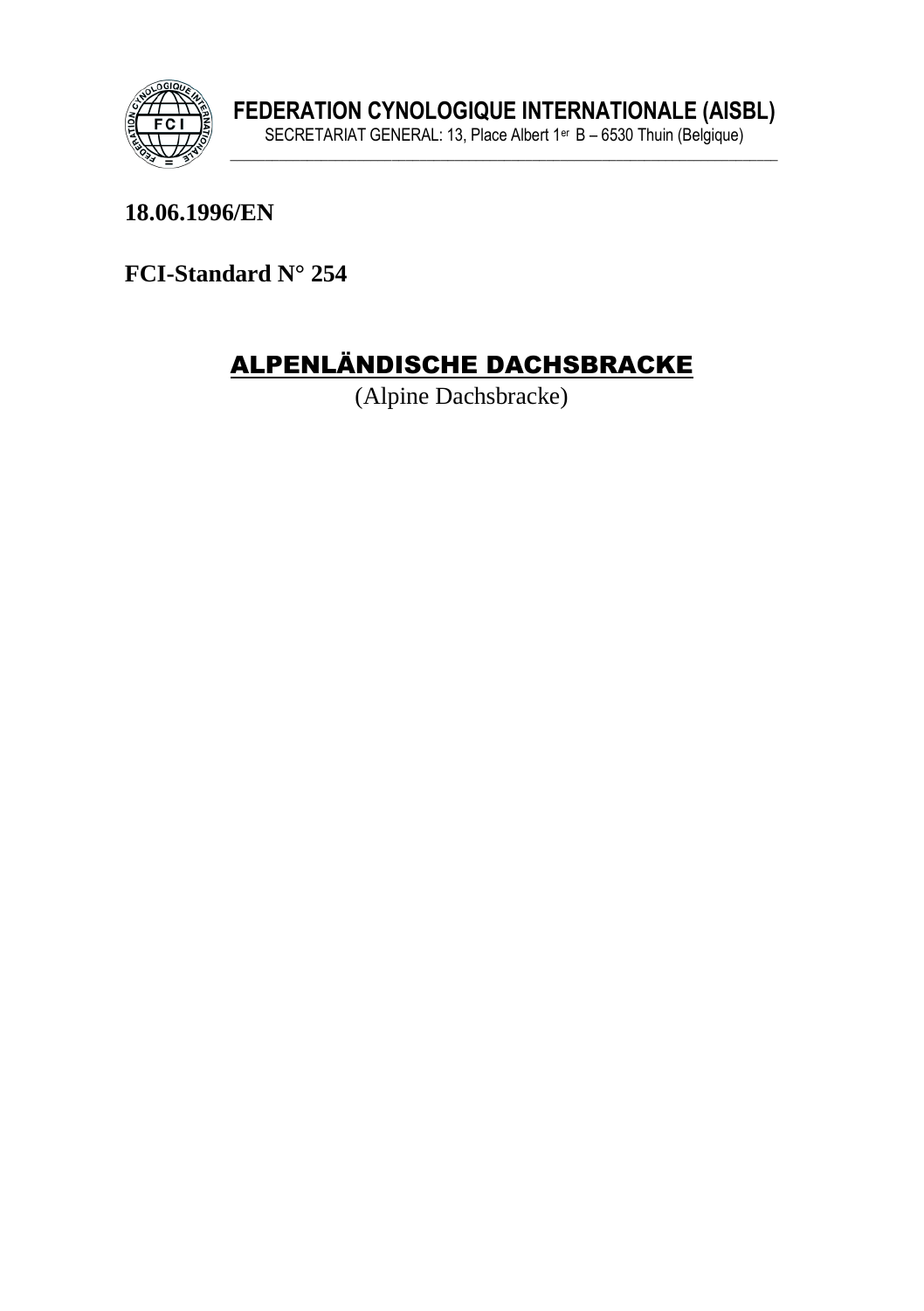**FEDERATION CYNOLOGIQUE INTERNATIONALE (AISBL)**
SECRETARIAT GENERAL: 13, Place Albert 1er B – 6530 Thuin (Belgique)

**18.06.1996/EN**

**FCI-Standard N° 254**

# ALPENLÄNDISCHE DACHSBRACKE

(Alpine Dachsbracke)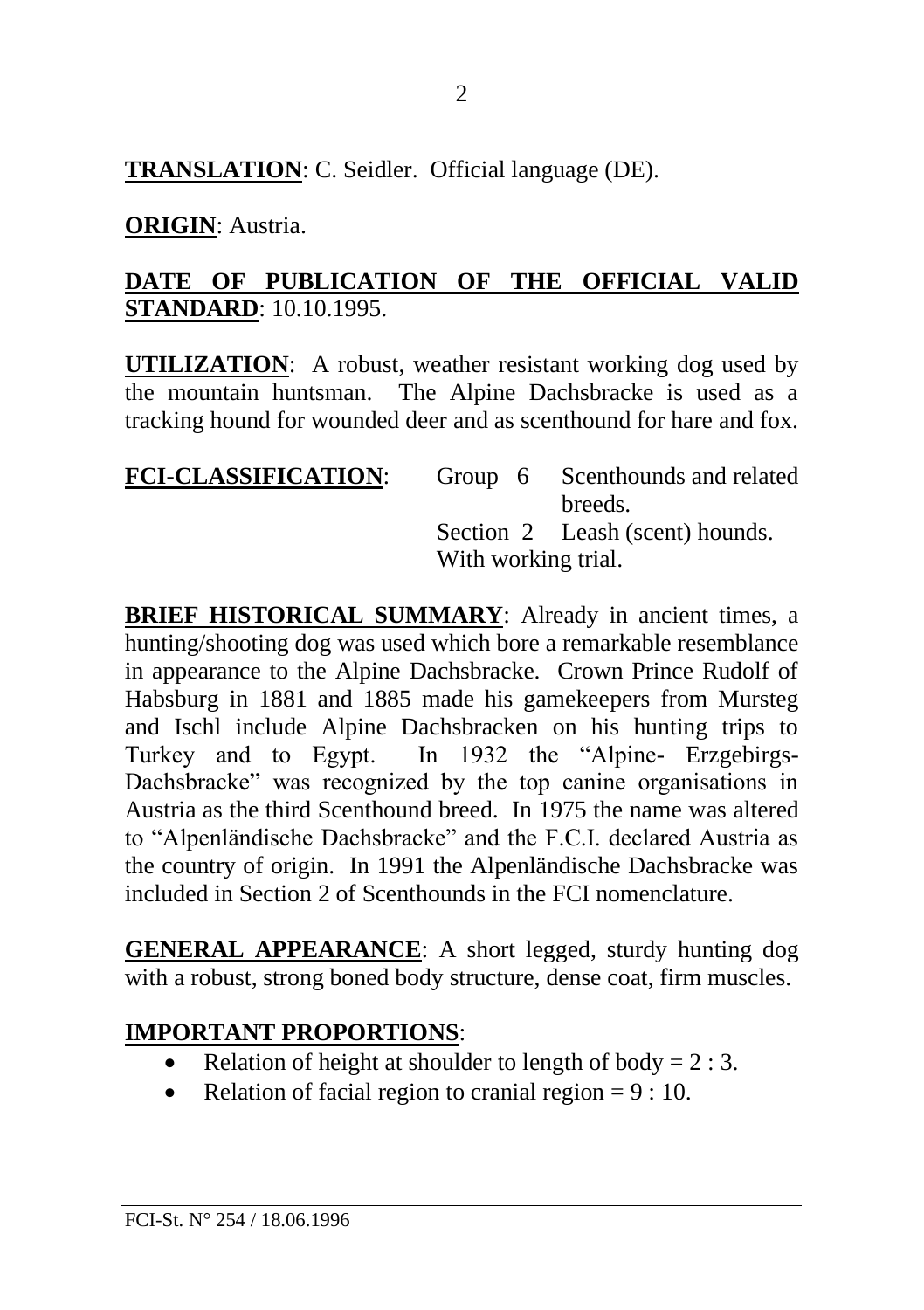**TRANSLATION**: C. Seidler. Official language (DE).

**ORIGIN**: Austria.

**DATE OF PUBLICATION OF THE OFFICIAL VALID STANDARD**: 10.10.1995.

**UTILIZATION**: A robust, weather resistant working dog used by the mountain huntsman. The Alpine Dachsbracke is used as a tracking hound for wounded deer and as scenthound for hare and fox.

**FCI-CLASSIFICATION**: Group 6 Scenthounds and related breeds.
Section 2 Leash (scent) hounds.
With working trial.

**BRIEF HISTORICAL SUMMARY**: Already in ancient times, a hunting/shooting dog was used which bore a remarkable resemblance in appearance to the Alpine Dachsbracke. Crown Prince Rudolf of Habsburg in 1881 and 1885 made his gamekeepers from Mursteg and Ischl include Alpine Dachsbracken on his hunting trips to Turkey and to Egypt. In 1932 the "Alpine- Erzgebirgs-Dachsbracke" was recognized by the top canine organisations in Austria as the third Scenthound breed. In 1975 the name was altered to "Alpenländische Dachsbracke" and the F.C.I. declared Austria as the country of origin. In 1991 the Alpenländische Dachsbracke was included in Section 2 of Scenthounds in the FCI nomenclature.

**GENERAL APPEARANCE**: A short legged, sturdy hunting dog with a robust, strong boned body structure, dense coat, firm muscles.

**IMPORTANT PROPORTIONS**:

- Relation of height at shoulder to length of body = 2 : 3.
- Relation of facial region to cranial region = 9 : 10.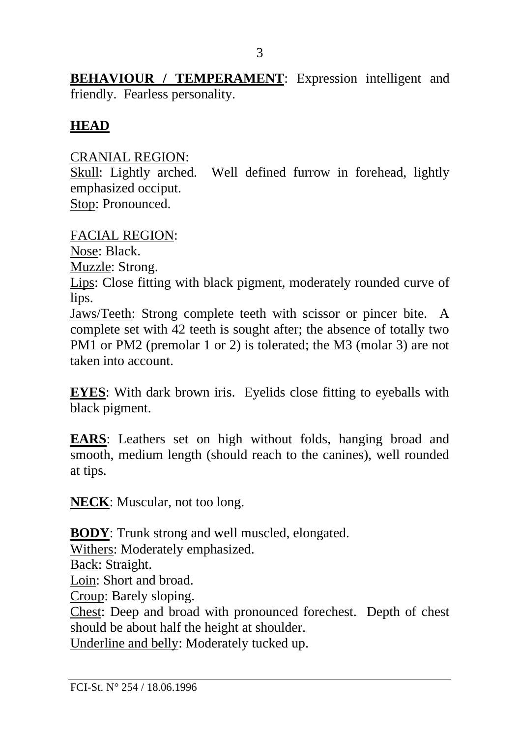**BEHAVIOUR / TEMPERAMENT**: Expression intelligent and friendly. Fearless personality.

## HEAD

CRANIAL REGION:
Skull: Lightly arched. Well defined furrow in forehead, lightly emphasized occiput.
Stop: Pronounced.

FACIAL REGION:
Nose: Black.
Muzzle: Strong.
Lips: Close fitting with black pigment, moderately rounded curve of lips.
Jaws/Teeth: Strong complete teeth with scissor or pincer bite. A complete set with 42 teeth is sought after; the absence of totally two PM1 or PM2 (premolar 1 or 2) is tolerated; the M3 (molar 3) are not taken into account.

**EYES**: With dark brown iris. Eyelids close fitting to eyeballs with black pigment.

**EARS**: Leathers set on high without folds, hanging broad and smooth, medium length (should reach to the canines), well rounded at tips.

**NECK**: Muscular, not too long.

**BODY**: Trunk strong and well muscled, elongated.
Withers: Moderately emphasized.
Back: Straight.
Loin: Short and broad.
Croup: Barely sloping.
Chest: Deep and broad with pronounced forechest. Depth of chest should be about half the height at shoulder.
Underline and belly: Moderately tucked up.

FCI-St. N° 254 / 18.06.1996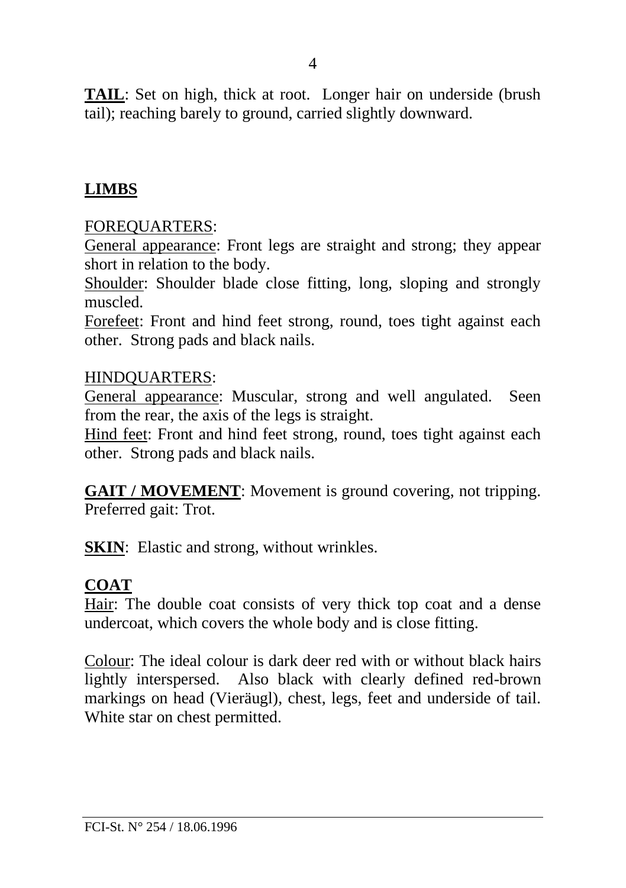**TAIL**: Set on high, thick at root. Longer hair on underside (brush tail); reaching barely to ground, carried slightly downward.

## LIMBS

FOREQUARTERS:

General appearance: Front legs are straight and strong; they appear short in relation to the body.

Shoulder: Shoulder blade close fitting, long, sloping and strongly muscled.

Forefeet: Front and hind feet strong, round, toes tight against each other. Strong pads and black nails.

HINDQUARTERS:

General appearance: Muscular, strong and well angulated. Seen from the rear, the axis of the legs is straight.

Hind feet: Front and hind feet strong, round, toes tight against each other. Strong pads and black nails.

**GAIT / MOVEMENT**: Movement is ground covering, not tripping. Preferred gait: Trot.

**SKIN**: Elastic and strong, without wrinkles.

## COAT

Hair: The double coat consists of very thick top coat and a dense undercoat, which covers the whole body and is close fitting.

Colour: The ideal colour is dark deer red with or without black hairs lightly interspersed. Also black with clearly defined red-brown markings on head (Vieräugl), chest, legs, feet and underside of tail. White star on chest permitted.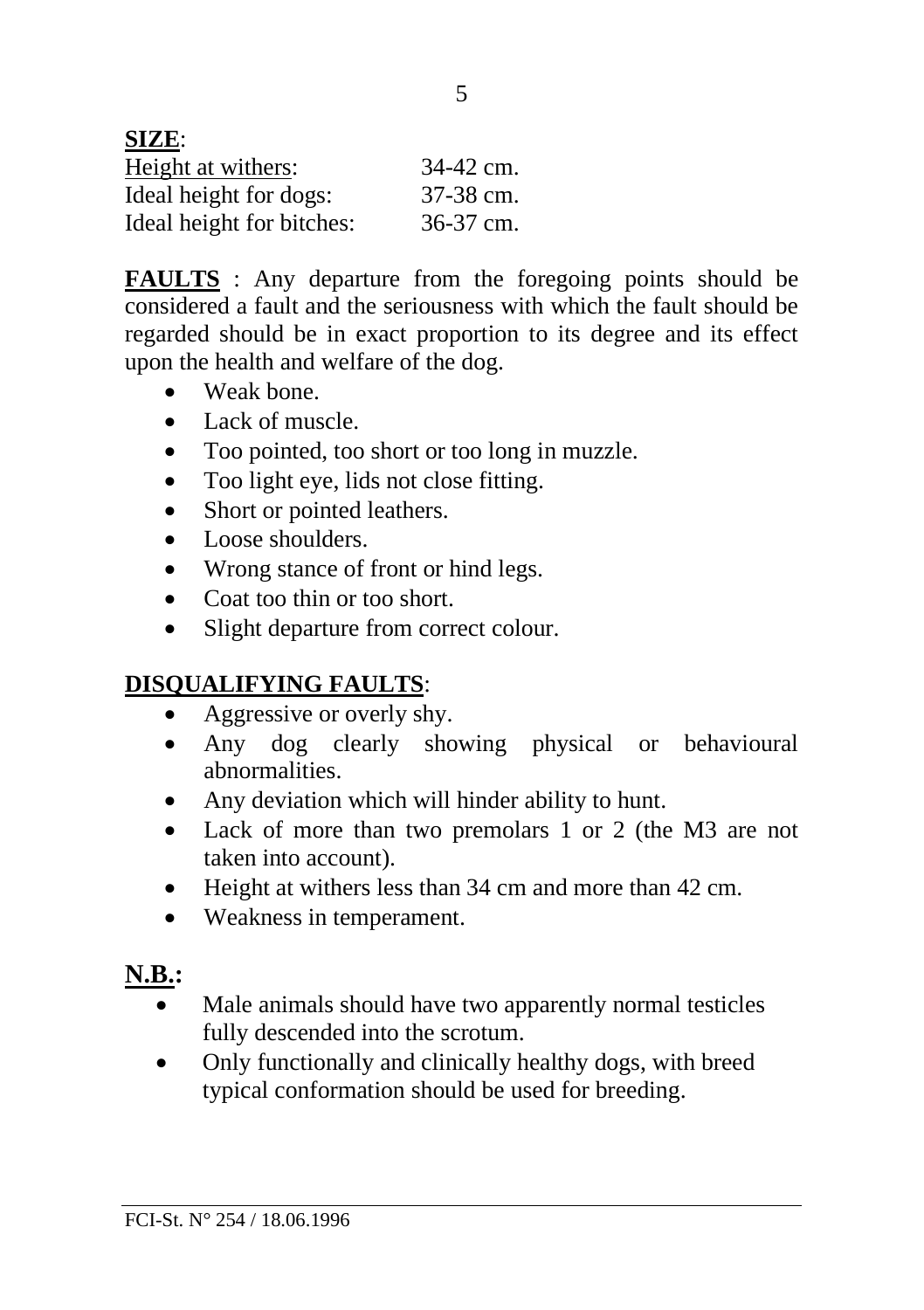**SIZE**:

| | |
|---|---|
| Height at withers: | 34-42 cm. |
| Ideal height for dogs: | 37-38 cm. |
| Ideal height for bitches: | 36-37 cm. |

**FAULTS** : Any departure from the foregoing points should be considered a fault and the seriousness with which the fault should be regarded should be in exact proportion to its degree and its effect upon the health and welfare of the dog.

- Weak bone.
- Lack of muscle.
- Too pointed, too short or too long in muzzle.
- Too light eye, lids not close fitting.
- Short or pointed leathers.
- Loose shoulders.
- Wrong stance of front or hind legs.
- Coat too thin or too short.
- Slight departure from correct colour.

**DISQUALIFYING FAULTS**:

- Aggressive or overly shy.
- Any dog clearly showing physical or behavioural abnormalities.
- Any deviation which will hinder ability to hunt.
- Lack of more than two premolars 1 or 2 (the M3 are not taken into account).
- Height at withers less than 34 cm and more than 42 cm.
- Weakness in temperament.

**N.B.:**

- Male animals should have two apparently normal testicles fully descended into the scrotum.
- Only functionally and clinically healthy dogs, with breed typical conformation should be used for breeding.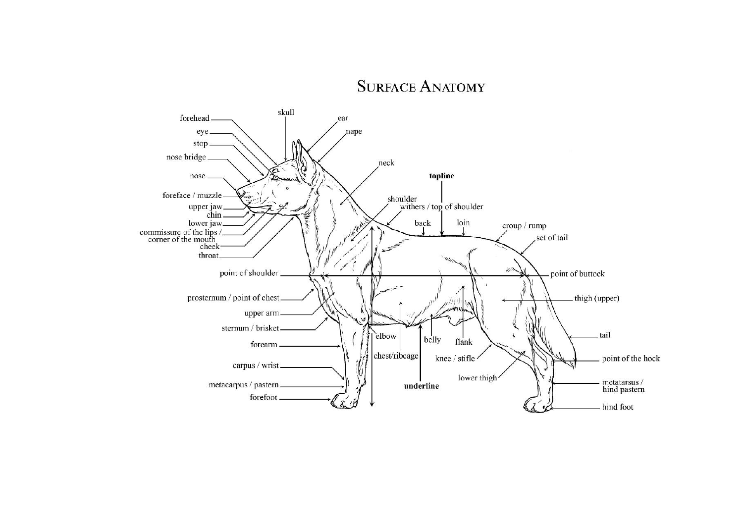# Surface Anatomy

forehead
eye
stop
nose bridge
nose
foreface / muzzle
upper jaw
chin
lower jaw
commissure of the lips / corner of the mouth
cheek
throat
skull
ear
nape
neck
topline
shoulder
withers / top of shoulder
back
loin
croup / rump
set of tail
point of shoulder
point of buttock
prosternum / point of chest
thigh (upper)
upper arm
sternum / brisket
elbow
belly
flank
tail
forearm
chest/ribcage
knee / stifle
point of the hock
carpus / wrist
lower thigh
metacarpus / pastern
underline
metatarsus / hind pastern
forefoot
hind foot